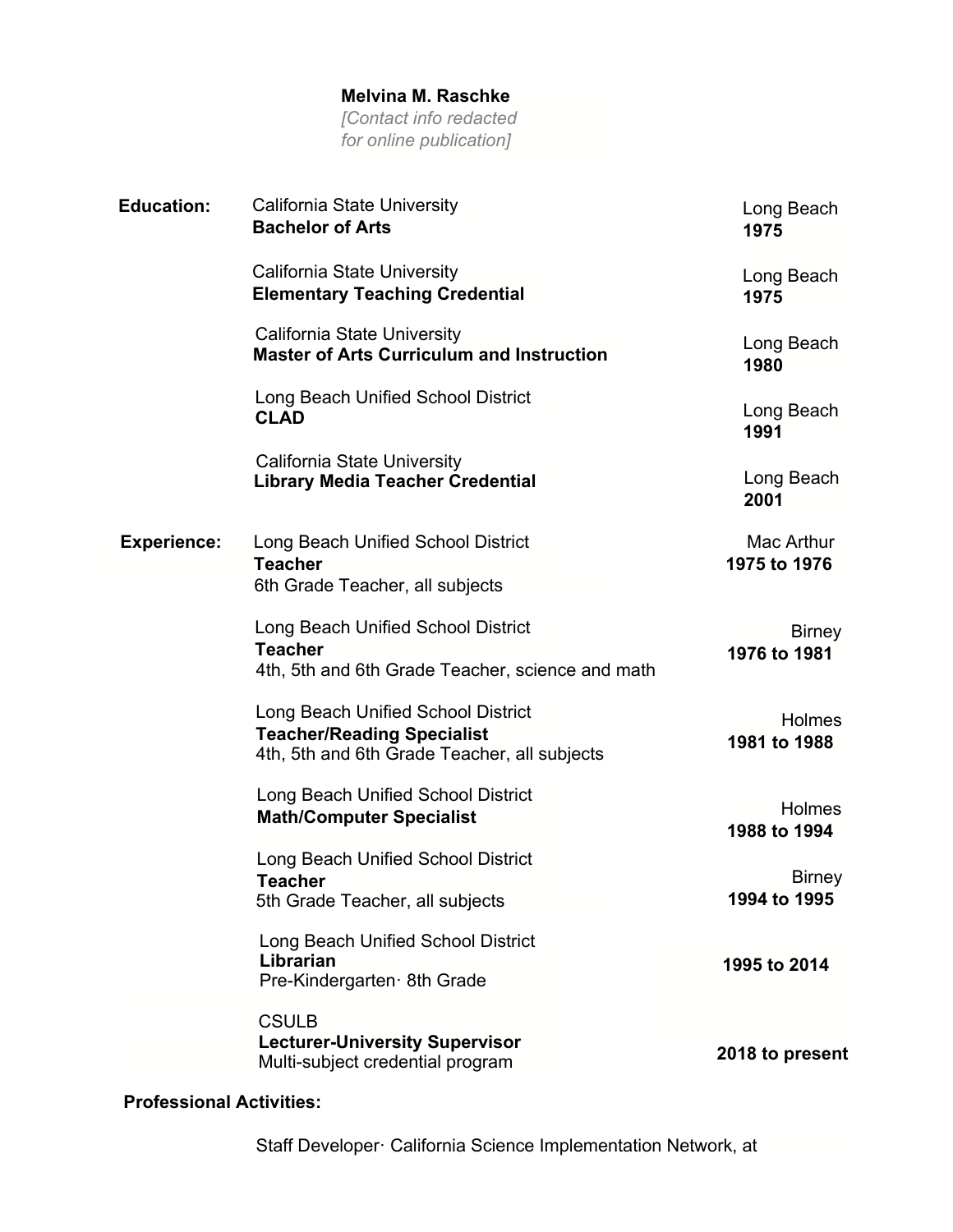**Melvina M. Raschke**

*[Contact info redacted for online publication]*

## Education:

California State University
**Bachelor of Arts**
Long Beach
**1975**

California State University
**Elementary Teaching Credential**
Long Beach
**1975**

California State University
**Master of Arts Curriculum and Instruction**
Long Beach
**1980**

Long Beach Unified School District
**CLAD**
Long Beach
**1991**

California State University
**Library Media Teacher Credential**
Long Beach
**2001**

## Experience:

Long Beach Unified School District
**Teacher**
6th Grade Teacher, all subjects
Mac Arthur
**1975 to 1976**

Long Beach Unified School District
**Teacher**
4th, 5th and 6th Grade Teacher, science and math
Birney
**1976 to 1981**

Long Beach Unified School District
**Teacher/Reading Specialist**
4th, 5th and 6th Grade Teacher, all subjects
Holmes
**1981 to 1988**

Long Beach Unified School District
**Math/Computer Specialist**
Holmes
**1988 to 1994**

Long Beach Unified School District
**Teacher**
5th Grade Teacher, all subjects
Birney
**1994 to 1995**

Long Beach Unified School District
**Librarian**
Pre-Kindergarten· 8th Grade
**1995 to 2014**

CSULB
**Lecturer-University Supervisor**
Multi-subject credential program
**2018 to present**

## Professional Activities:

Staff Developer· California Science Implementation Network, at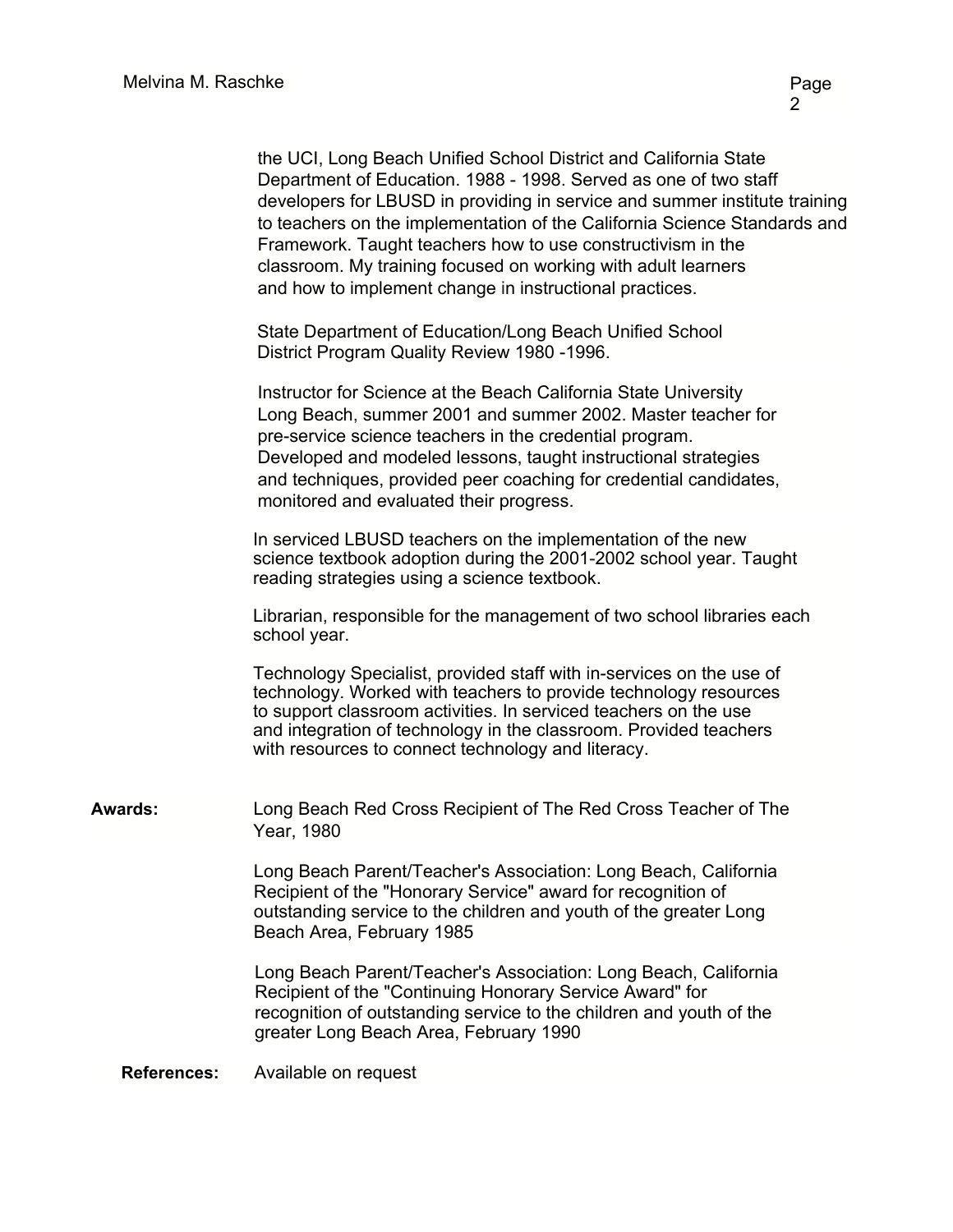the UCI, Long Beach Unified School District and California State Department of Education. 1988 - 1998. Served as one of two staff developers for LBUSD in providing in service and summer institute training to teachers on the implementation of the California Science Standards and Framework. Taught teachers how to use constructivism in the classroom. My training focused on working with adult learners and how to implement change in instructional practices.

State Department of Education/Long Beach Unified School District Program Quality Review 1980 -1996.

Instructor for Science at the Beach California State University Long Beach, summer 2001 and summer 2002. Master teacher for pre-service science teachers in the credential program. Developed and modeled lessons, taught instructional strategies and techniques, provided peer coaching for credential candidates, monitored and evaluated their progress.

In serviced LBUSD teachers on the implementation of the new science textbook adoption during the 2001-2002 school year. Taught reading strategies using a science textbook.

Librarian, responsible for the management of two school libraries each school year.

Technology Specialist, provided staff with in-services on the use of technology. Worked with teachers to provide technology resources to support classroom activities. In serviced teachers on the use and integration of technology in the classroom. Provided teachers with resources to connect technology and literacy.

**Awards:**

Long Beach Red Cross Recipient of The Red Cross Teacher of The Year, 1980

Long Beach Parent/Teacher's Association: Long Beach, California Recipient of the "Honorary Service" award for recognition of outstanding service to the children and youth of the greater Long Beach Area, February 1985

Long Beach Parent/Teacher's Association: Long Beach, California Recipient of the "Continuing Honorary Service Award" for recognition of outstanding service to the children and youth of the greater Long Beach Area, February 1990

**References:** Available on request